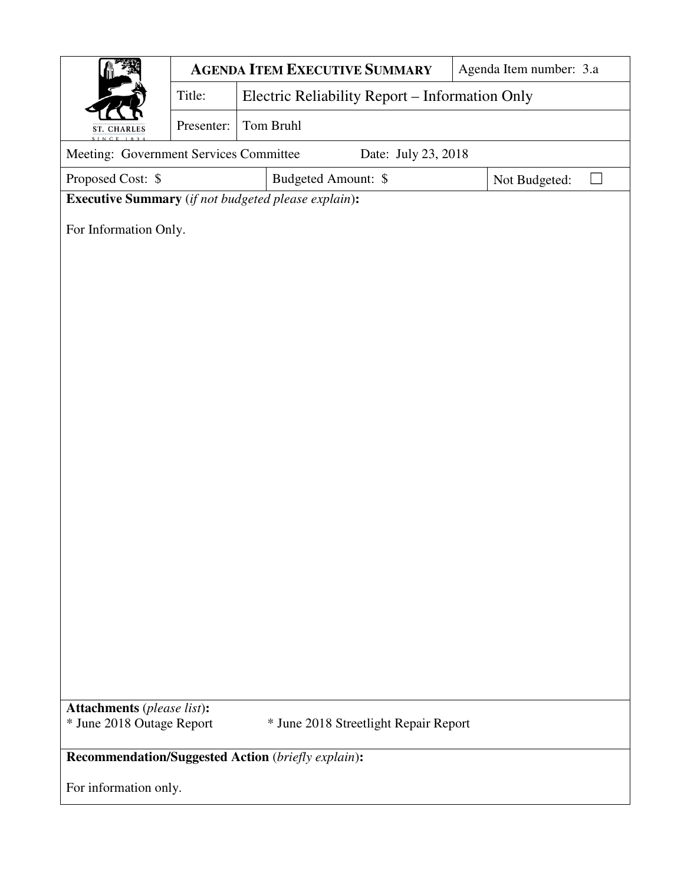ST. CHARLES
SINCE 1834

| **AGENDA ITEM EXECUTIVE SUMMARY** | | Agenda Item number: 3.a |
|---|---|---|
| Title: | Electric Reliability Report – Information Only | |
| Presenter: | Tom Bruhl | |

Meeting: Government Services Committee Date: July 23, 2018

| Proposed Cost: $ | Budgeted Amount: $ | Not Budgeted: ☐ |
|---|---|---|

**Executive Summary** (*if not budgeted please explain*)**:**

For Information Only.

**Attachments** (*please list*)**:**

* June 2018 Outage Report * June 2018 Streetlight Repair Report

**Recommendation/Suggested Action** (*briefly explain*)**:**

For information only.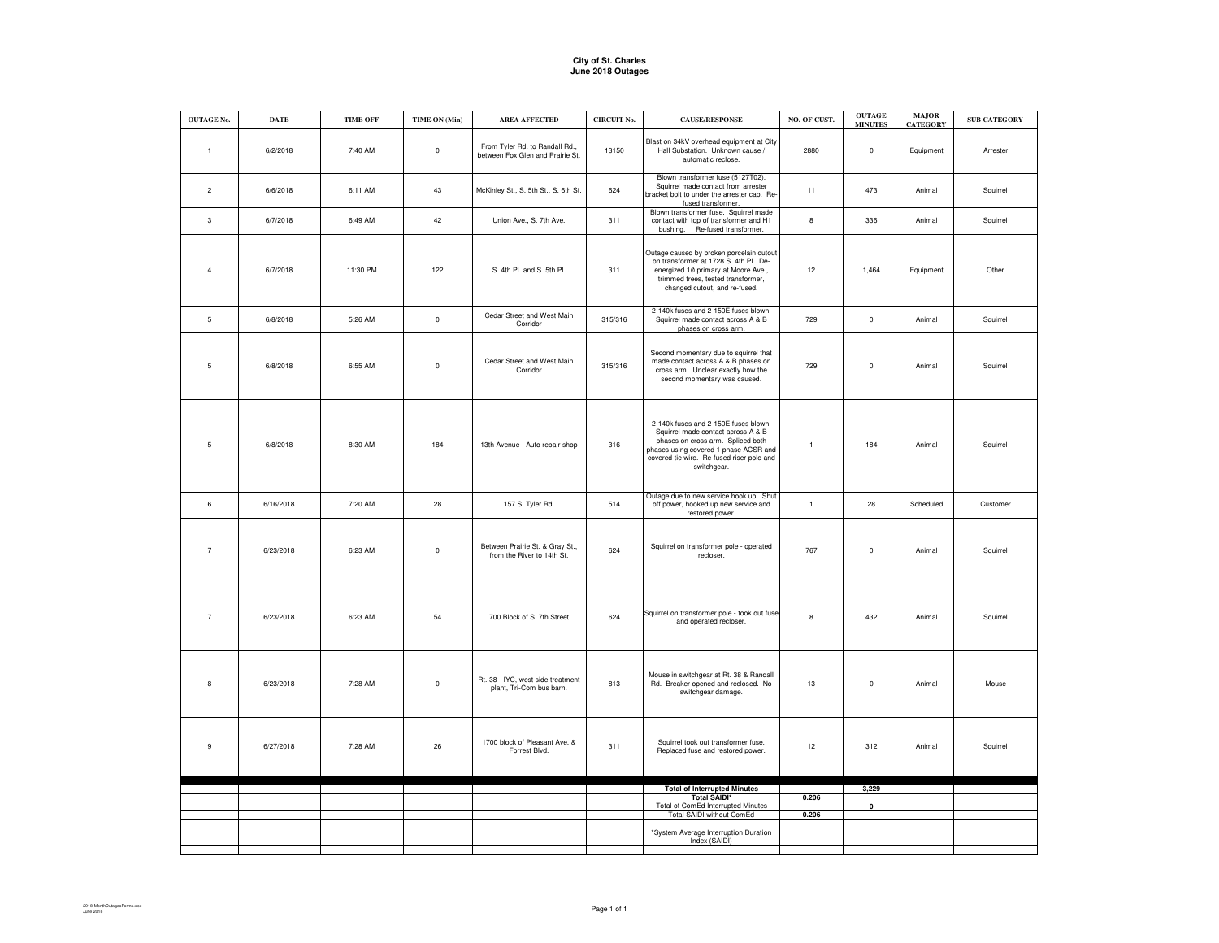**City of St. Charles**
**June 2018 Outages**

| OUTAGE No. | DATE | TIME OFF | TIME ON (Min) | AREA AFFECTED | CIRCUIT No. | CAUSE/RESPONSE | NO. OF CUST. | OUTAGE MINUTES | MAJOR CATEGORY | SUB CATEGORY |
|---|---|---|---|---|---|---|---|---|---|---|
| 1 | 6/2/2018 | 7:40 AM | 0 | From Tyler Rd. to Randall Rd., between Fox Glen and Prairie St. | 13150 | Blast on 34kV overhead equipment at City Hall Substation. Unknown cause / automatic reclose. | 2880 | 0 | Equipment | Arrester |
| 2 | 6/6/2018 | 6:11 AM | 43 | McKinley St., S. 5th St., S. 6th St. | 624 | Blown transformer fuse (5127T02). Squirrel made contact from arrester bracket bolt to under the arrester cap. Re-fused transformer. | 11 | 473 | Animal | Squirrel |
| 3 | 6/7/2018 | 6:49 AM | 42 | Union Ave., S. 7th Ave. | 311 | Blown transformer fuse. Squirrel made contact with top of transformer and H1 bushing. Re-fused transformer. | 8 | 336 | Animal | Squirrel |
| 4 | 6/7/2018 | 11:30 PM | 122 | S. 4th Pl. and S. 5th Pl. | 311 | Outage caused by broken porcelain cutout on transformer at 1728 S. 4th Pl. De-energized 1ø primary at Moore Ave., trimmed trees, tested transformer, changed cutout, and re-fused. | 12 | 1,464 | Equipment | Other |
| 5 | 6/8/2018 | 5:26 AM | 0 | Cedar Street and West Main Corridor | 315/316 | 2-140k fuses and 2-150E fuses blown. Squirrel made contact across A & B phases on cross arm. | 729 | 0 | Animal | Squirrel |
| 5 | 6/8/2018 | 6:55 AM | 0 | Cedar Street and West Main Corridor | 315/316 | Second momentary due to squirrel that made contact across A & B phases on cross arm. Unclear exactly how the second momentary was caused. | 729 | 0 | Animal | Squirrel |
| 5 | 6/8/2018 | 8:30 AM | 184 | 13th Avenue - Auto repair shop | 316 | 2-140k fuses and 2-150E fuses blown. Squirrel made contact across A & B phases on cross arm. Spliced both phases using covered 1 phase ACSR and covered tie wire. Re-fused riser pole and switchgear. | 1 | 184 | Animal | Squirrel |
| 6 | 6/16/2018 | 7:20 AM | 28 | 157 S. Tyler Rd. | 514 | Outage due to new service hook up. Shut off power, hooked up new service and restored power. | 1 | 28 | Scheduled | Customer |
| 7 | 6/23/2018 | 6:23 AM | 0 | Between Prairie St. & Gray St., from the River to 14th St. | 624 | Squirrel on transformer pole - operated recloser. | 767 | 0 | Animal | Squirrel |
| 7 | 6/23/2018 | 6:23 AM | 54 | 700 Block of S. 7th Street | 624 | Squirrel on transformer pole - took out fuse and operated recloser. | 8 | 432 | Animal | Squirrel |
| 8 | 6/23/2018 | 7:28 AM | 0 | Rt. 38 - IYC, west side treatment plant, Tri-Com bus barn. | 813 | Mouse in switchgear at Rt. 38 & Randall Rd. Breaker opened and reclosed. No switchgear damage. | 13 | 0 | Animal | Mouse |
| 9 | 6/27/2018 | 7:28 AM | 26 | 1700 block of Pleasant Ave. & Forrest Blvd. | 311 | Squirrel took out transformer fuse. Replaced fuse and restored power. | 12 | 312 | Animal | Squirrel |
| | | | | | | **Total of Interrupted Minutes** | | **3,229** | | |
| | | | | | | **Total SAIDI*** | **0.206** | | | |
| | | | | | | Total of ComEd Interrupted Minutes | | **0** | | |
| | | | | | | Total SAIDI without ComEd | **0.206** | | | |
| | | | | | | *System Average Interruption Duration Index (SAIDI) | | | | |

2018-MonthOutagesForms.xlsx
June 2018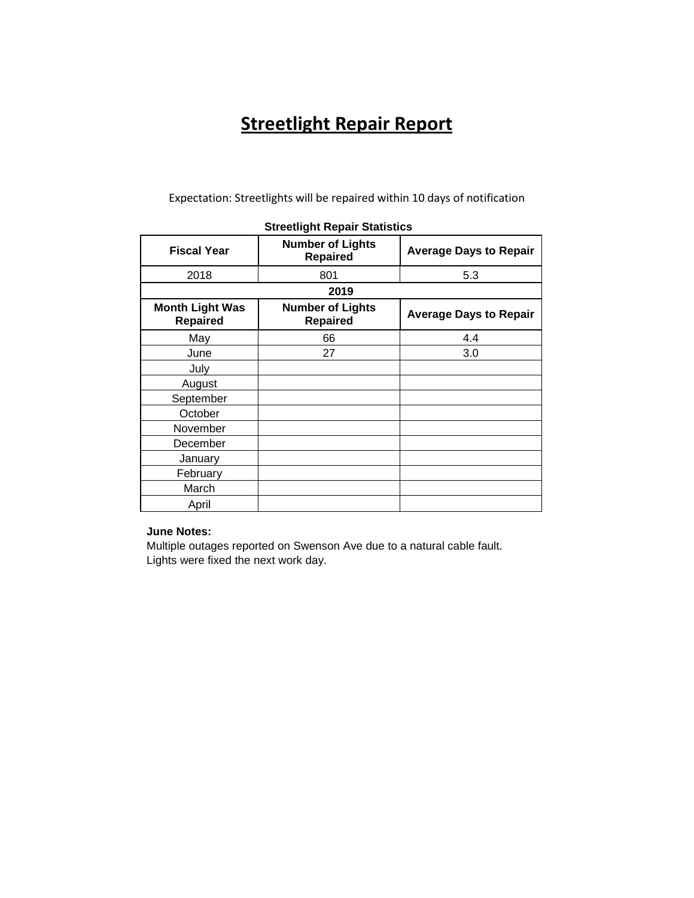# Streetlight Repair Report

Expectation: Streetlights will be repaired within 10 days of notification

**Streetlight Repair Statistics**

| Fiscal Year | Number of Lights Repaired | Average Days to Repair |
|---|---|---|
| 2018 | 801 | 5.3 |
| **2019** | | |
| **Month Light Was Repaired** | **Number of Lights Repaired** | **Average Days to Repair** |
| May | 66 | 4.4 |
| June | 27 | 3.0 |
| July | | |
| August | | |
| September | | |
| October | | |
| November | | |
| December | | |
| January | | |
| February | | |
| March | | |
| April | | |

**June Notes:**
Multiple outages reported on Swenson Ave due to a natural cable fault.
Lights were fixed the next work day.